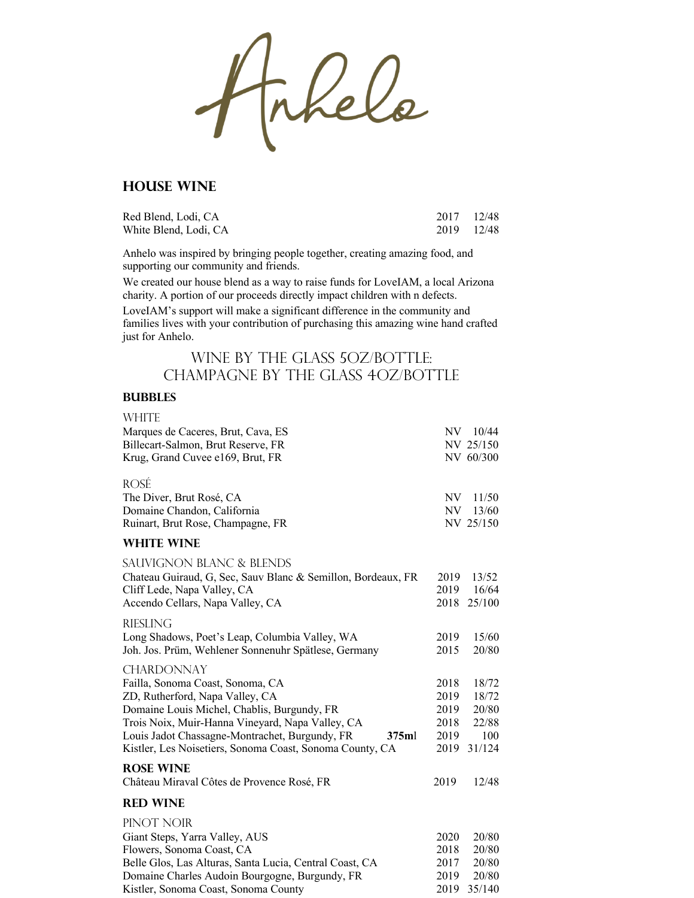# Anhelo

## HOUSE WINE

| | | |
|---|---|---|
| Red Blend, Lodi, CA | 2017 | 12/48 |
| White Blend, Lodi, CA | 2019 | 12/48 |

Anhelo was inspired by bringing people together, creating amazing food, and supporting our community and friends.

We created our house blend as a way to raise funds for LoveIAM, a local Arizona charity. A portion of our proceeds directly impact children with n defects.

LoveIAM's support will make a significant difference in the community and families lives with your contribution of purchasing this amazing wine hand crafted just for Anhelo.

### WINE BY THE GLASS 5OZ/BOTTLE: CHAMPAGNE BY THE GLASS 4OZ/BOTTLE

## BUBBLES

WHITE

| | | |
|---|---|---|
| Marques de Caceres, Brut, Cava, ES | NV | 10/44 |
| Billecart-Salmon, Brut Reserve, FR | NV | 25/150 |
| Krug, Grand Cuvee e169, Brut, FR | NV | 60/300 |

ROSÉ

| | | |
|---|---|---|
| The Diver, Brut Rosé, CA | NV | 11/50 |
| Domaine Chandon, California | NV | 13/60 |
| Ruinart, Brut Rose, Champagne, FR | NV | 25/150 |

## WHITE WINE

SAUVIGNON BLANC & BLENDS

| | | |
|---|---|---|
| Chateau Guiraud, G, Sec, Sauv Blanc & Semillon, Bordeaux, FR | 2019 | 13/52 |
| Cliff Lede, Napa Valley, CA | 2019 | 16/64 |
| Accendo Cellars, Napa Valley, CA | 2018 | 25/100 |

RIESLING

| | | |
|---|---|---|
| Long Shadows, Poet's Leap, Columbia Valley, WA | 2019 | 15/60 |
| Joh. Jos. Prüm, Wehlener Sonnenuhr Spätlese, Germany | 2015 | 20/80 |

CHARDONNAY

| | | |
|---|---|---|
| Failla, Sonoma Coast, Sonoma, CA | 2018 | 18/72 |
| ZD, Rutherford, Napa Valley, CA | 2019 | 18/72 |
| Domaine Louis Michel, Chablis, Burgundy, FR | 2019 | 20/80 |
| Trois Noix, Muir-Hanna Vineyard, Napa Valley, CA | 2018 | 22/88 |
| Louis Jadot Chassagne-Montrachet, Burgundy, FR **375ml** | 2019 | 100 |
| Kistler, Les Noisetiers, Sonoma Coast, Sonoma County, CA | 2019 | 31/124 |

## ROSE WINE

| | | |
|---|---|---|
| Château Miraval Côtes de Provence Rosé, FR | 2019 | 12/48 |

## RED WINE

PINOT NOIR

| | | |
|---|---|---|
| Giant Steps, Yarra Valley, AUS | 2020 | 20/80 |
| Flowers, Sonoma Coast, CA | 2018 | 20/80 |
| Belle Glos, Las Alturas, Santa Lucia, Central Coast, CA | 2017 | 20/80 |
| Domaine Charles Audoin Bourgogne, Burgundy, FR | 2019 | 20/80 |
| Kistler, Sonoma Coast, Sonoma County | 2019 | 35/140 |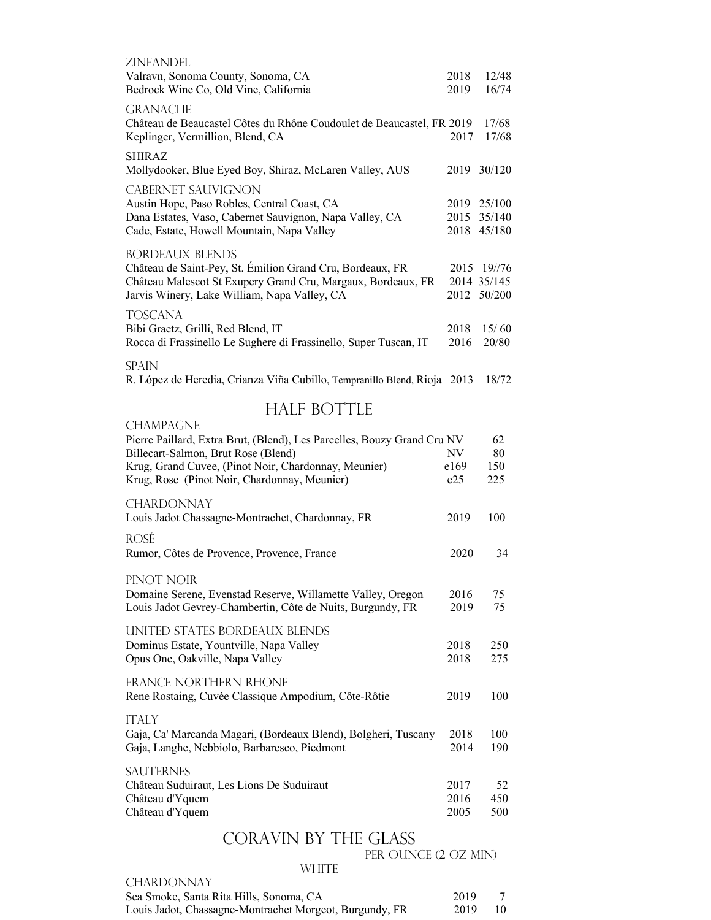### ZINFANDEL

| | | |
|---|---|---|
| Valravn, Sonoma County, Sonoma, CA | 2018 | 12/48 |
| Bedrock Wine Co, Old Vine, California | 2019 | 16/74 |

### GRANACHE

| | | |
|---|---|---|
| Château de Beaucastel Côtes du Rhône Coudoulet de Beaucastel, FR | 2019 | 17/68 |
| Keplinger, Vermillion, Blend, CA | 2017 | 17/68 |

### SHIRAZ

| | | |
|---|---|---|
| Mollydooker, Blue Eyed Boy, Shiraz, McLaren Valley, AUS | 2019 | 30/120 |

### CABERNET SAUVIGNON

| | | |
|---|---|---|
| Austin Hope, Paso Robles, Central Coast, CA | 2019 | 25/100 |
| Dana Estates, Vaso, Cabernet Sauvignon, Napa Valley, CA | 2015 | 35/140 |
| Cade, Estate, Howell Mountain, Napa Valley | 2018 | 45/180 |

### BORDEAUX BLENDS

| | | |
|---|---|---|
| Château de Saint-Pey, St. Émilion Grand Cru, Bordeaux, FR | 2015 | 19//76 |
| Château Malescot St Exupery Grand Cru, Margaux, Bordeaux, FR | 2014 | 35/145 |
| Jarvis Winery, Lake William, Napa Valley, CA | 2012 | 50/200 |

### TOSCANA

| | | |
|---|---|---|
| Bibi Graetz, Grilli, Red Blend, IT | 2018 | 15/ 60 |
| Rocca di Frassinello Le Sughere di Frassinello, Super Tuscan, IT | 2016 | 20/80 |

### SPAIN

| | | |
|---|---|---|
| R. López de Heredia, Crianza Viña Cubillo, Tempranillo Blend, Rioja | 2013 | 18/72 |

## HALF BOTTLE

### CHAMPAGNE

| | | |
|---|---|---|
| Pierre Paillard, Extra Brut, (Blend), Les Parcelles, Bouzy Grand Cru | NV | 62 |
| Billecart-Salmon, Brut Rose (Blend) | NV | 80 |
| Krug, Grand Cuvee, (Pinot Noir, Chardonnay, Meunier) | e169 | 150 |
| Krug, Rose (Pinot Noir, Chardonnay, Meunier) | e25 | 225 |

### CHARDONNAY

| | | |
|---|---|---|
| Louis Jadot Chassagne-Montrachet, Chardonnay, FR | 2019 | 100 |

### ROSÉ

| | | |
|---|---|---|
| Rumor, Côtes de Provence, Provence, France | 2020 | 34 |

### PINOT NOIR

| | | |
|---|---|---|
| Domaine Serene, Evenstad Reserve, Willamette Valley, Oregon | 2016 | 75 |
| Louis Jadot Gevrey-Chambertin, Côte de Nuits, Burgundy, FR | 2019 | 75 |

### UNITED STATES BORDEAUX BLENDS

| | | |
|---|---|---|
| Dominus Estate, Yountville, Napa Valley | 2018 | 250 |
| Opus One, Oakville, Napa Valley | 2018 | 275 |

### FRANCE NORTHERN RHONE

| | | |
|---|---|---|
| Rene Rostaing, Cuvée Classique Ampodium, Côte-Rôtie | 2019 | 100 |

### ITALY

| | | |
|---|---|---|
| Gaja, Ca' Marcanda Magari, (Bordeaux Blend), Bolgheri, Tuscany | 2018 | 100 |
| Gaja, Langhe, Nebbiolo, Barbaresco, Piedmont | 2014 | 190 |

### SAUTERNES

| | | |
|---|---|---|
| Château Suduiraut, Les Lions De Suduiraut | 2017 | 52 |
| Château d'Yquem | 2016 | 450 |
| Château d'Yquem | 2005 | 500 |

## CORAVIN BY THE GLASS

PER OUNCE (2 OZ MIN)

WHITE

### CHARDONNAY

| | | |
|---|---|---|
| Sea Smoke, Santa Rita Hills, Sonoma, CA | 2019 | 7 |
| Louis Jadot, Chassagne-Montrachet Morgeot, Burgundy, FR | 2019 | 10 |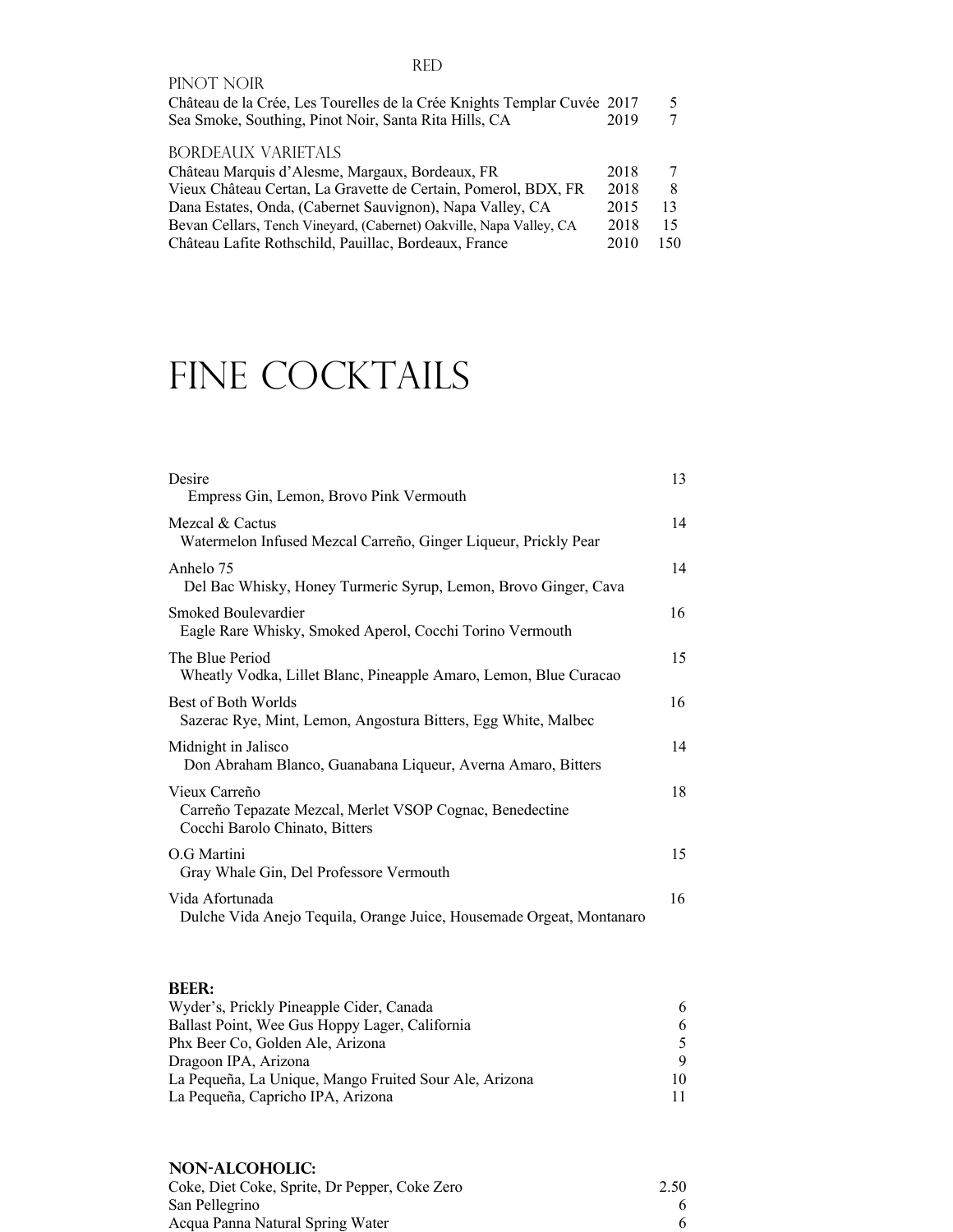## RED

### PINOT NOIR

| Wine | Vintage | Price |
|---|---|---|
| Château de la Crée, Les Tourelles de la Crée Knights Templar Cuvée | 2017 | 5 |
| Sea Smoke, Southing, Pinot Noir, Santa Rita Hills, CA | 2019 | 7 |

### BORDEAUX VARIETALS

| Wine | Vintage | Price |
|---|---|---|
| Château Marquis d'Alesme, Margaux, Bordeaux, FR | 2018 | 7 |
| Vieux Château Certan, La Gravette de Certain, Pomerol, BDX, FR | 2018 | 8 |
| Dana Estates, Onda, (Cabernet Sauvignon), Napa Valley, CA | 2015 | 13 |
| Bevan Cellars, Tench Vineyard, (Cabernet) Oakville, Napa Valley, CA | 2018 | 15 |
| Château Lafite Rothschild, Pauillac, Bordeaux, France | 2010 | 150 |

# FINE COCKTAILS

**Desire** — 13
Empress Gin, Lemon, Brovo Pink Vermouth

**Mezcal & Cactus** — 14
Watermelon Infused Mezcal Carreño, Ginger Liqueur, Prickly Pear

**Anhelo 75** — 14
Del Bac Whisky, Honey Turmeric Syrup, Lemon, Brovo Ginger, Cava

**Smoked Boulevardier** — 16
Eagle Rare Whisky, Smoked Aperol, Cocchi Torino Vermouth

**The Blue Period** — 15
Wheatly Vodka, Lillet Blanc, Pineapple Amaro, Lemon, Blue Curacao

**Best of Both Worlds** — 16
Sazerac Rye, Mint, Lemon, Angostura Bitters, Egg White, Malbec

**Midnight in Jalisco** — 14
Don Abraham Blanco, Guanabana Liqueur, Averna Amaro, Bitters

**Vieux Carreño** — 18
Carreño Tepazate Mezcal, Merlet VSOP Cognac, Benedectine
Cocchi Barolo Chinato, Bitters

**O.G Martini** — 15
Gray Whale Gin, Del Professore Vermouth

**Vida Afortunada** — 16
Dulche Vida Anejo Tequila, Orange Juice, Housemade Orgeat, Montanaro

### BEER:

| Beer | Price |
|---|---|
| Wyder's, Prickly Pineapple Cider, Canada | 6 |
| Ballast Point, Wee Gus Hoppy Lager, California | 6 |
| Phx Beer Co, Golden Ale, Arizona | 5 |
| Dragoon IPA, Arizona | 9 |
| La Pequeña, La Unique, Mango Fruited Sour Ale, Arizona | 10 |
| La Pequeña, Capricho IPA, Arizona | 11 |

### NON-ALCOHOLIC:

| Drink | Price |
|---|---|
| Coke, Diet Coke, Sprite, Dr Pepper, Coke Zero | 2.50 |
| San Pellegrino | 6 |
| Acqua Panna Natural Spring Water | 6 |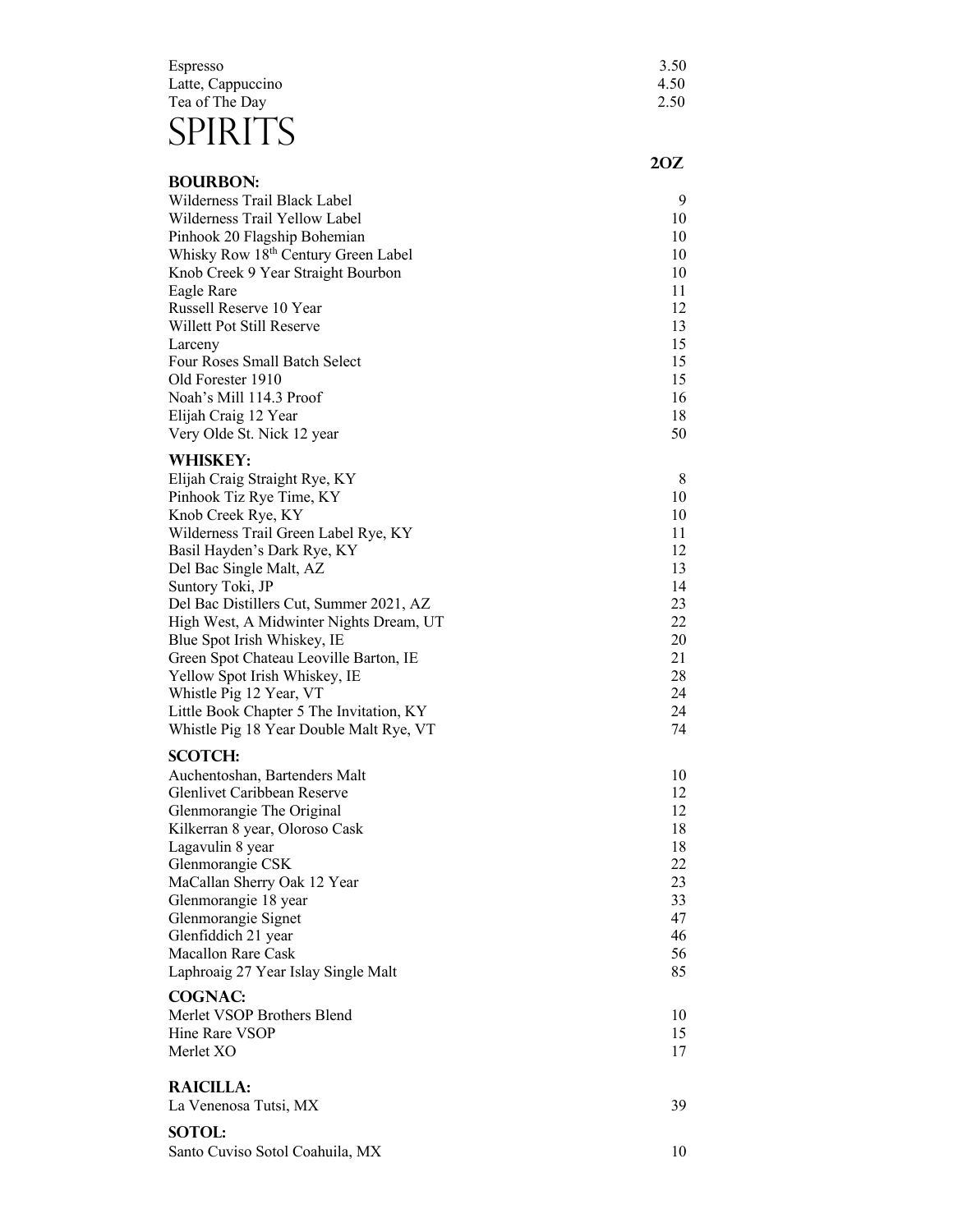| | |
|---|---|
| Espresso | 3.50 |
| Latte, Cappuccino | 4.50 |
| Tea of The Day | 2.50 |

# SPIRITS

| | 2OZ |
|---|---|
| **BOURBON:** | |
| Wilderness Trail Black Label | 9 |
| Wilderness Trail Yellow Label | 10 |
| Pinhook 20 Flagship Bohemian | 10 |
| Whisky Row 18th Century Green Label | 10 |
| Knob Creek 9 Year Straight Bourbon | 10 |
| Eagle Rare | 11 |
| Russell Reserve 10 Year | 12 |
| Willett Pot Still Reserve | 13 |
| Larceny | 15 |
| Four Roses Small Batch Select | 15 |
| Old Forester 1910 | 15 |
| Noah's Mill 114.3 Proof | 16 |
| Elijah Craig 12 Year | 18 |
| Very Olde St. Nick 12 year | 50 |
| **WHISKEY:** | |
| Elijah Craig Straight Rye, KY | 8 |
| Pinhook Tiz Rye Time, KY | 10 |
| Knob Creek Rye, KY | 10 |
| Wilderness Trail Green Label Rye, KY | 11 |
| Basil Hayden's Dark Rye, KY | 12 |
| Del Bac Single Malt, AZ | 13 |
| Suntory Toki, JP | 14 |
| Del Bac Distillers Cut, Summer 2021, AZ | 23 |
| High West, A Midwinter Nights Dream, UT | 22 |
| Blue Spot Irish Whiskey, IE | 20 |
| Green Spot Chateau Leoville Barton, IE | 21 |
| Yellow Spot Irish Whiskey, IE | 28 |
| Whistle Pig 12 Year, VT | 24 |
| Little Book Chapter 5 The Invitation, KY | 24 |
| Whistle Pig 18 Year Double Malt Rye, VT | 74 |
| **SCOTCH:** | |
| Auchentoshan, Bartenders Malt | 10 |
| Glenlivet Caribbean Reserve | 12 |
| Glenmorangie The Original | 12 |
| Kilkerran 8 year, Oloroso Cask | 18 |
| Lagavulin 8 year | 18 |
| Glenmorangie CSK | 22 |
| MaCallan Sherry Oak 12 Year | 23 |
| Glenmorangie 18 year | 33 |
| Glenmorangie Signet | 47 |
| Glenfiddich 21 year | 46 |
| Macallon Rare Cask | 56 |
| Laphroaig 27 Year Islay Single Malt | 85 |
| **COGNAC:** | |
| Merlet VSOP Brothers Blend | 10 |
| Hine Rare VSOP | 15 |
| Merlet XO | 17 |
| **RAICILLA:** | |
| La Venenosa Tutsi, MX | 39 |
| **SOTOL:** | |
| Santo Cuviso Sotol Coahuila, MX | 10 |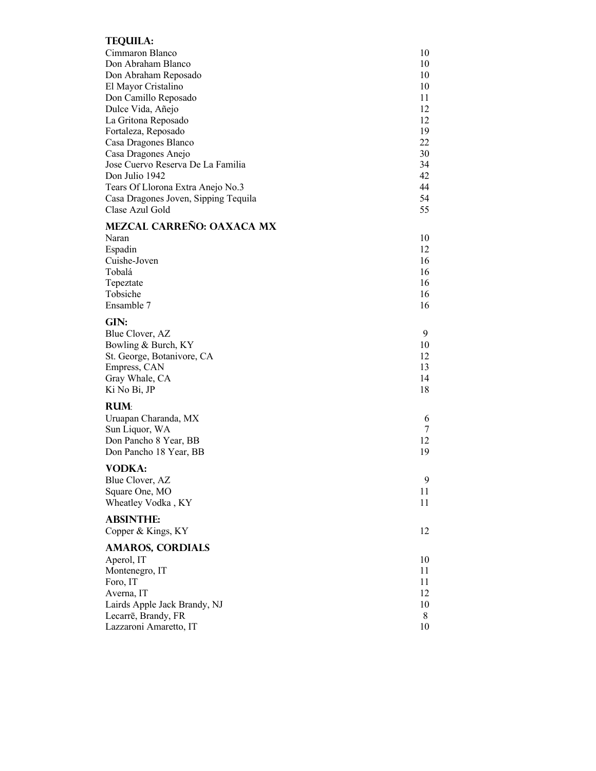## TEQUILA:

| | |
|---|---|
| Cimmaron Blanco | 10 |
| Don Abraham Blanco | 10 |
| Don Abraham Reposado | 10 |
| El Mayor Cristalino | 10 |
| Don Camillo Reposado | 11 |
| Dulce Vida, Añejo | 12 |
| La Gritona Reposado | 12 |
| Fortaleza, Reposado | 19 |
| Casa Dragones Blanco | 22 |
| Casa Dragones Anejo | 30 |
| Jose Cuervo Reserva De La Familia | 34 |
| Don Julio 1942 | 42 |
| Tears Of Llorona Extra Anejo No.3 | 44 |
| Casa Dragones Joven, Sipping Tequila | 54 |
| Clase Azul Gold | 55 |

## MEZCAL CARREÑO: OAXACA MX

| | |
|---|---|
| Naran | 10 |
| Espadin | 12 |
| Cuishe-Joven | 16 |
| Tobalá | 16 |
| Tepeztate | 16 |
| Tobsiche | 16 |
| Ensamble 7 | 16 |

## GIN:

| | |
|---|---|
| Blue Clover, AZ | 9 |
| Bowling & Burch, KY | 10 |
| St. George, Botanivore, CA | 12 |
| Empress, CAN | 13 |
| Gray Whale, CA | 14 |
| Ki No Bi, JP | 18 |

## RUM:

| | |
|---|---|
| Uruapan Charanda, MX | 6 |
| Sun Liquor, WA | 7 |
| Don Pancho 8 Year, BB | 12 |
| Don Pancho 18 Year, BB | 19 |

## VODKA:

| | |
|---|---|
| Blue Clover, AZ | 9 |
| Square One, MO | 11 |
| Wheatley Vodka , KY | 11 |

## ABSINTHE:

| | |
|---|---|
| Copper & Kings, KY | 12 |

## AMAROS, CORDIALS

| | |
|---|---|
| Aperol, IT | 10 |
| Montenegro, IT | 11 |
| Foro, IT | 11 |
| Averna, IT | 12 |
| Lairds Apple Jack Brandy, NJ | 10 |
| Lecarrē, Brandy, FR | 8 |
| Lazzaroni Amaretto, IT | 10 |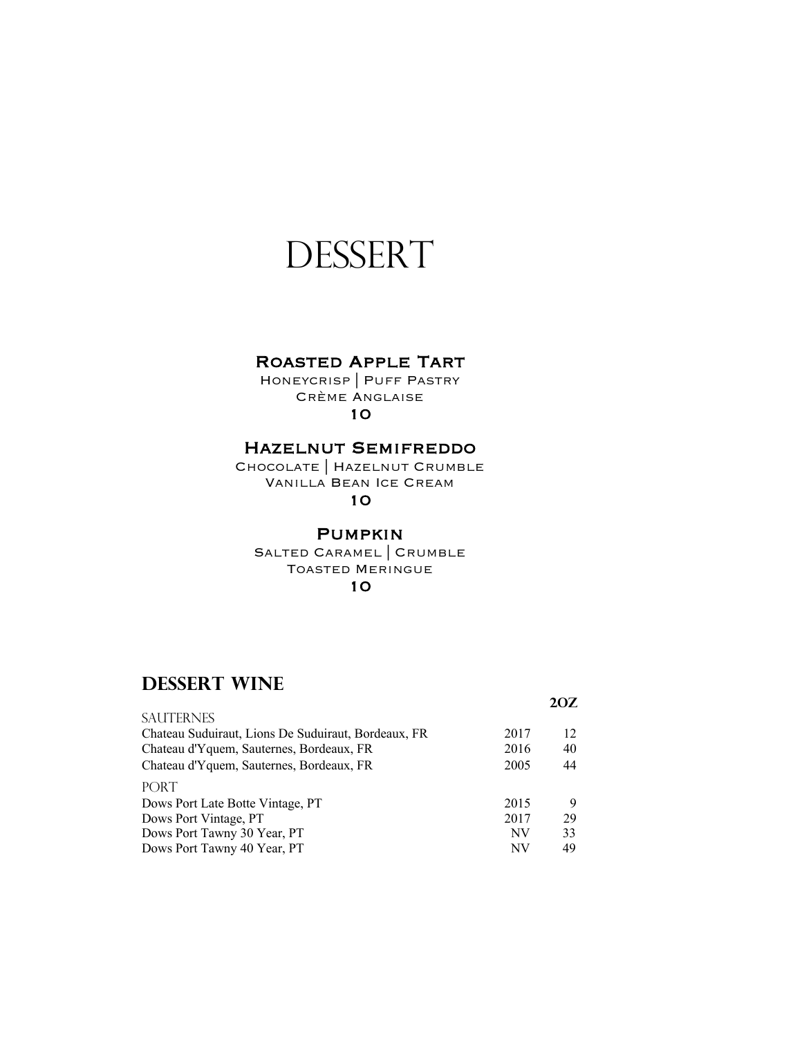# Dessert

### Roasted Apple Tart

Honeycrisp | Puff Pastry
Crème Anglaise
10

### Hazelnut Semifreddo

Chocolate | Hazelnut Crumble
Vanilla Bean Ice Cream
10

### Pumpkin

Salted Caramel | Crumble
Toasted Meringue
10

## Dessert Wine

| | | 2OZ |
|---|---|---|
| SAUTERNES | | |
| Chateau Suduiraut, Lions De Suduiraut, Bordeaux, FR | 2017 | 12 |
| Chateau d'Yquem, Sauternes, Bordeaux, FR | 2016 | 40 |
| Chateau d'Yquem, Sauternes, Bordeaux, FR | 2005 | 44 |
| PORT | | |
| Dows Port Late Botte Vintage, PT | 2015 | 9 |
| Dows Port Vintage, PT | 2017 | 29 |
| Dows Port Tawny 30 Year, PT | NV | 33 |
| Dows Port Tawny 40 Year, PT | NV | 49 |